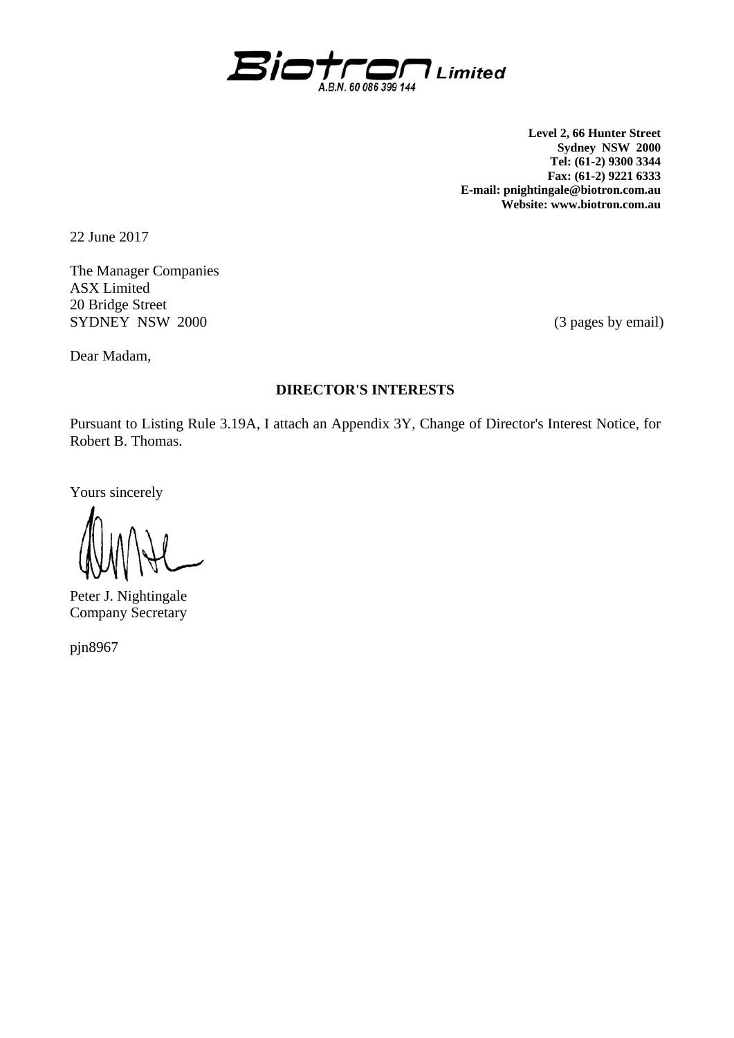**Biotron Limited**
A.B.N. 60 086 399 144

**Level 2, 66 Hunter Street**
**Sydney NSW 2000**
**Tel: (61-2) 9300 3344**
**Fax: (61-2) 9221 6333**
**E-mail: pnightingale@biotron.com.au**
**Website: www.biotron.com.au**

22 June 2017

The Manager Companies
ASX Limited
20 Bridge Street
SYDNEY NSW 2000

(3 pages by email)

Dear Madam,

**DIRECTOR'S INTERESTS**

Pursuant to Listing Rule 3.19A, I attach an Appendix 3Y, Change of Director's Interest Notice, for Robert B. Thomas.

Yours sincerely

Peter J. Nightingale
Company Secretary

pjn8967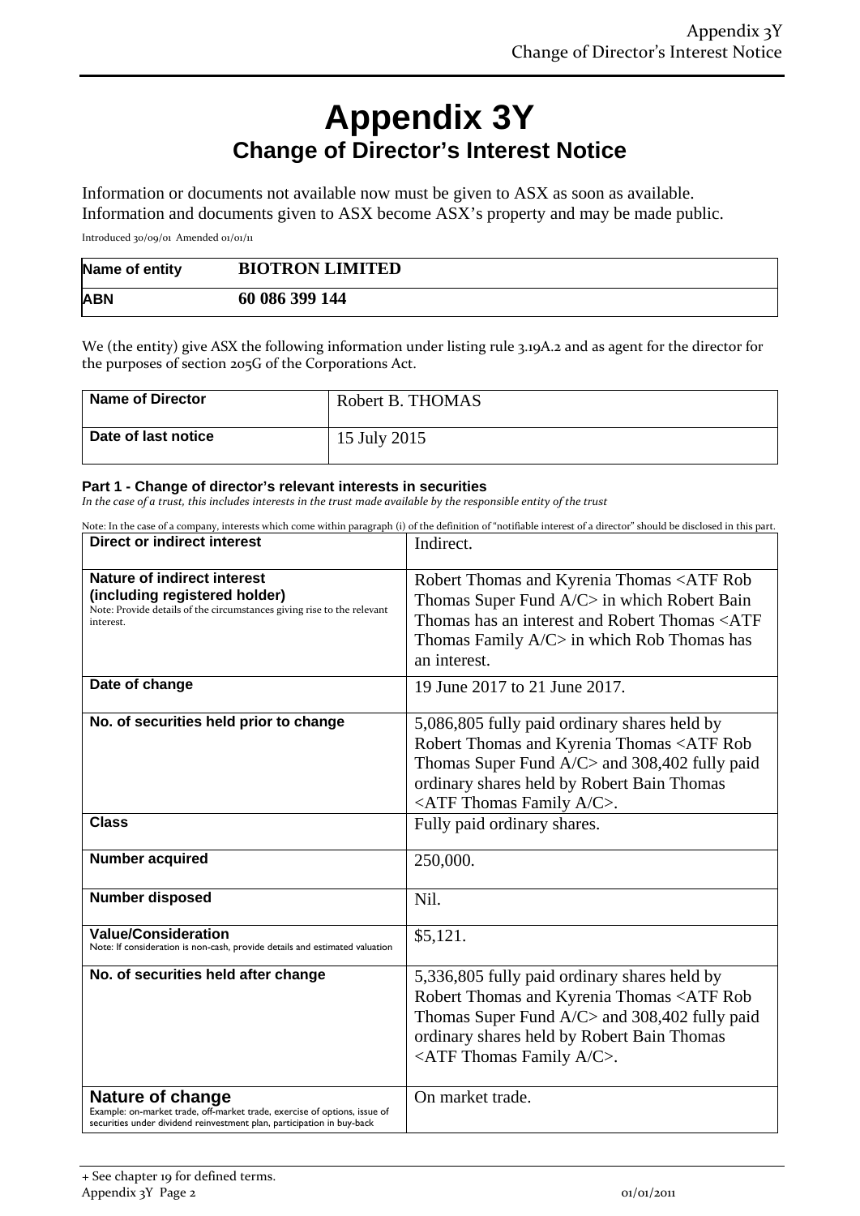# Appendix 3Y
## Change of Director's Interest Notice

Information or documents not available now must be given to ASX as soon as available. Information and documents given to ASX become ASX's property and may be made public.

Introduced 30/09/01 Amended 01/01/11

| Name of entity | BIOTRON LIMITED |
|---|---|
| ABN | 60 086 399 144 |

We (the entity) give ASX the following information under listing rule 3.19A.2 and as agent for the director for the purposes of section 205G of the Corporations Act.

| Name of Director | Robert B. THOMAS |
|---|---|
| Date of last notice | 15 July 2015 |

#### Part 1 - Change of director's relevant interests in securities

*In the case of a trust, this includes interests in the trust made available by the responsible entity of the trust*

Note: In the case of a company, interests which come within paragraph (i) of the definition of "notifiable interest of a director" should be disclosed in this part.

| Direct or indirect interest | Indirect. |
|---|---|
| **Nature of indirect interest (including registered holder)** Note: Provide details of the circumstances giving rise to the relevant interest. | Robert Thomas and Kyrenia Thomas <ATF Rob Thomas Super Fund A/C> in which Robert Bain Thomas has an interest and Robert Thomas <ATF Thomas Family A/C> in which Rob Thomas has an interest. |
| **Date of change** | 19 June 2017 to 21 June 2017. |
| **No. of securities held prior to change** | 5,086,805 fully paid ordinary shares held by Robert Thomas and Kyrenia Thomas <ATF Rob Thomas Super Fund A/C> and 308,402 fully paid ordinary shares held by Robert Bain Thomas <ATF Thomas Family A/C>. |
| **Class** | Fully paid ordinary shares. |
| **Number acquired** | 250,000. |
| **Number disposed** | Nil. |
| **Value/Consideration** Note: If consideration is non-cash, provide details and estimated valuation | $5,121. |
| **No. of securities held after change** | 5,336,805 fully paid ordinary shares held by Robert Thomas and Kyrenia Thomas <ATF Rob Thomas Super Fund A/C> and 308,402 fully paid ordinary shares held by Robert Bain Thomas <ATF Thomas Family A/C>. |
| **Nature of change** Example: on-market trade, off-market trade, exercise of options, issue of securities under dividend reinvestment plan, participation in buy-back | On market trade. |

+ See chapter 19 for defined terms.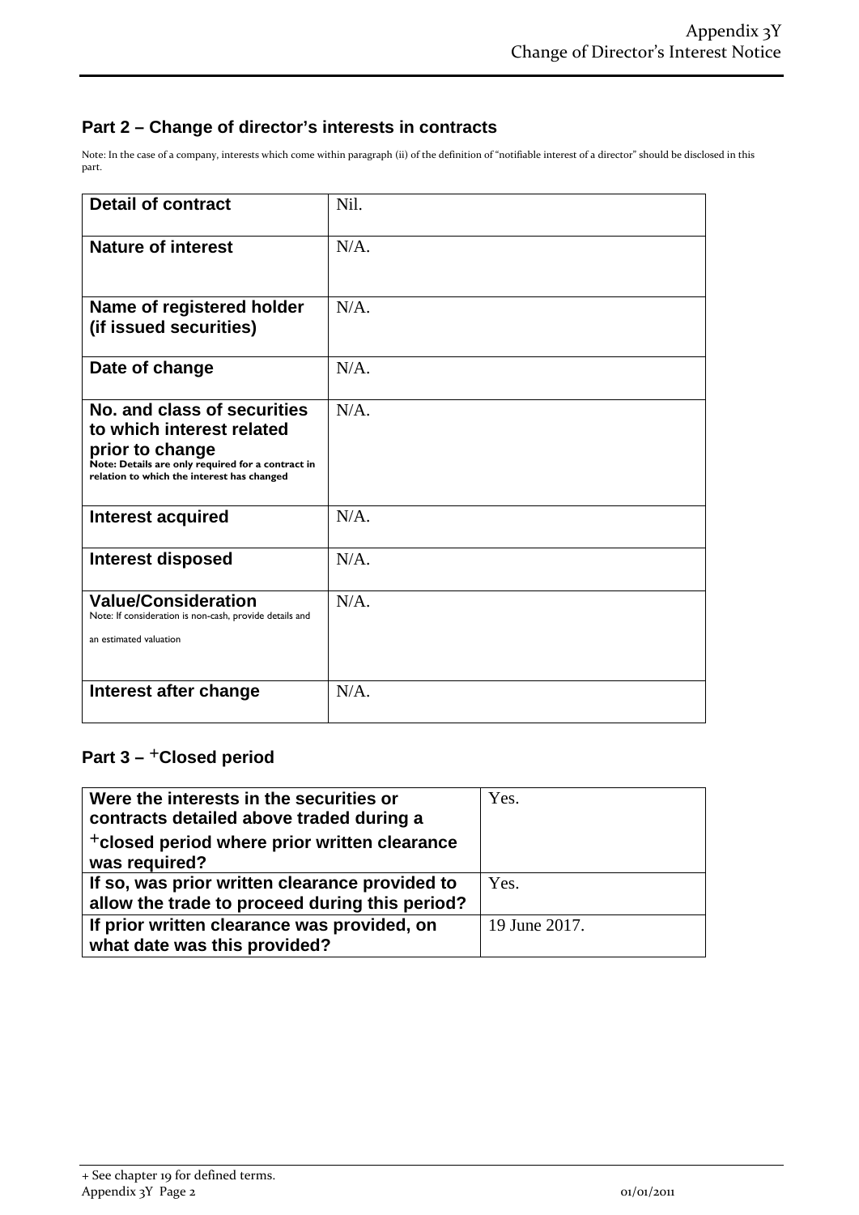## Part 2 – Change of director's interests in contracts

Note: In the case of a company, interests which come within paragraph (ii) of the definition of "notifiable interest of a director" should be disclosed in this part.

| | |
|---|---|
| **Detail of contract** | Nil. |
| **Nature of interest** | N/A. |
| **Name of registered holder (if issued securities)** | N/A. |
| **Date of change** | N/A. |
| **No. and class of securities to which interest related prior to change** Note: Details are only required for a contract in relation to which the interest has changed | N/A. |
| **Interest acquired** | N/A. |
| **Interest disposed** | N/A. |
| **Value/Consideration** Note: If consideration is non-cash, provide details and an estimated valuation | N/A. |
| **Interest after change** | N/A. |

## Part 3 – +Closed period

| | |
|---|---|
| **Were the interests in the securities or contracts detailed above traded during a +closed period where prior written clearance was required?** | Yes. |
| **If so, was prior written clearance provided to allow the trade to proceed during this period?** | Yes. |
| **If prior written clearance was provided, on what date was this provided?** | 19 June 2017. |

+ See chapter 19 for defined terms.